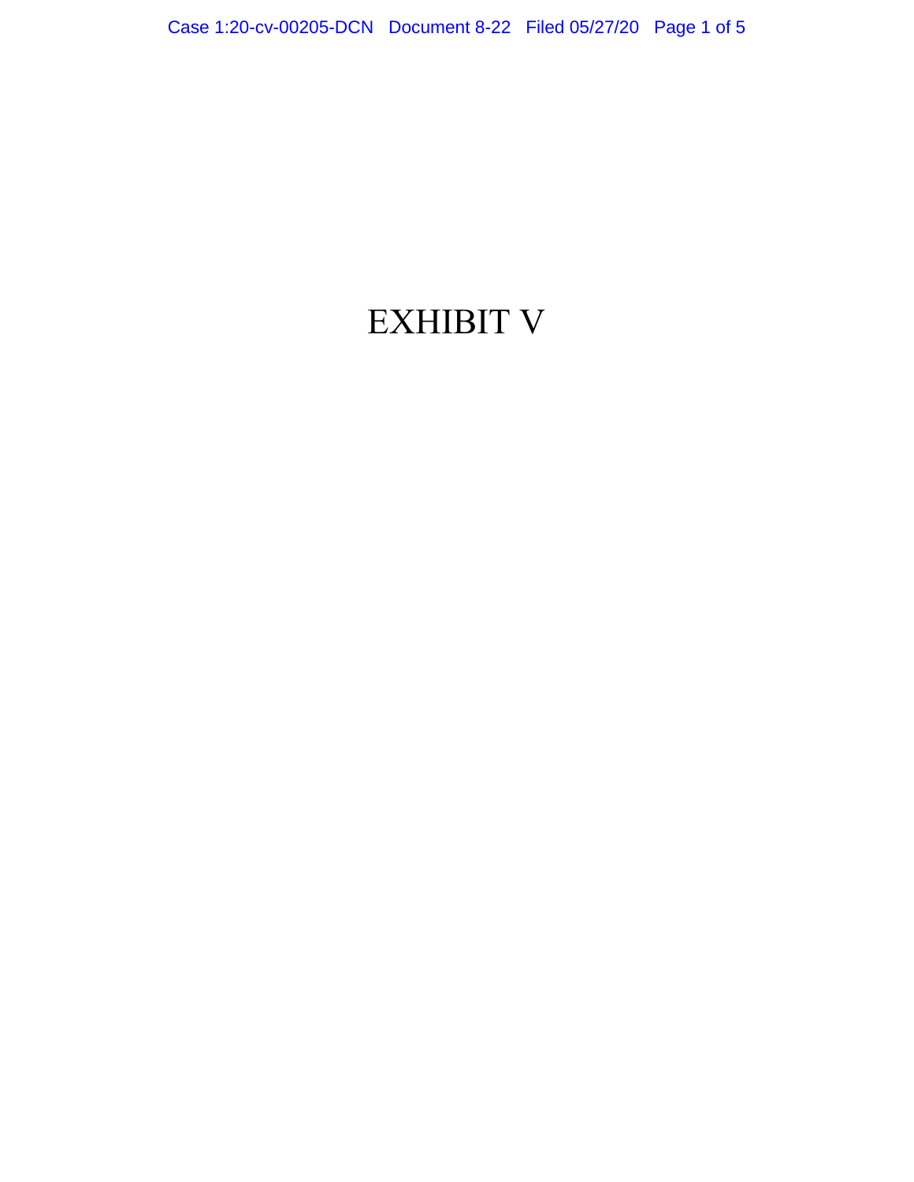# EXHIBIT V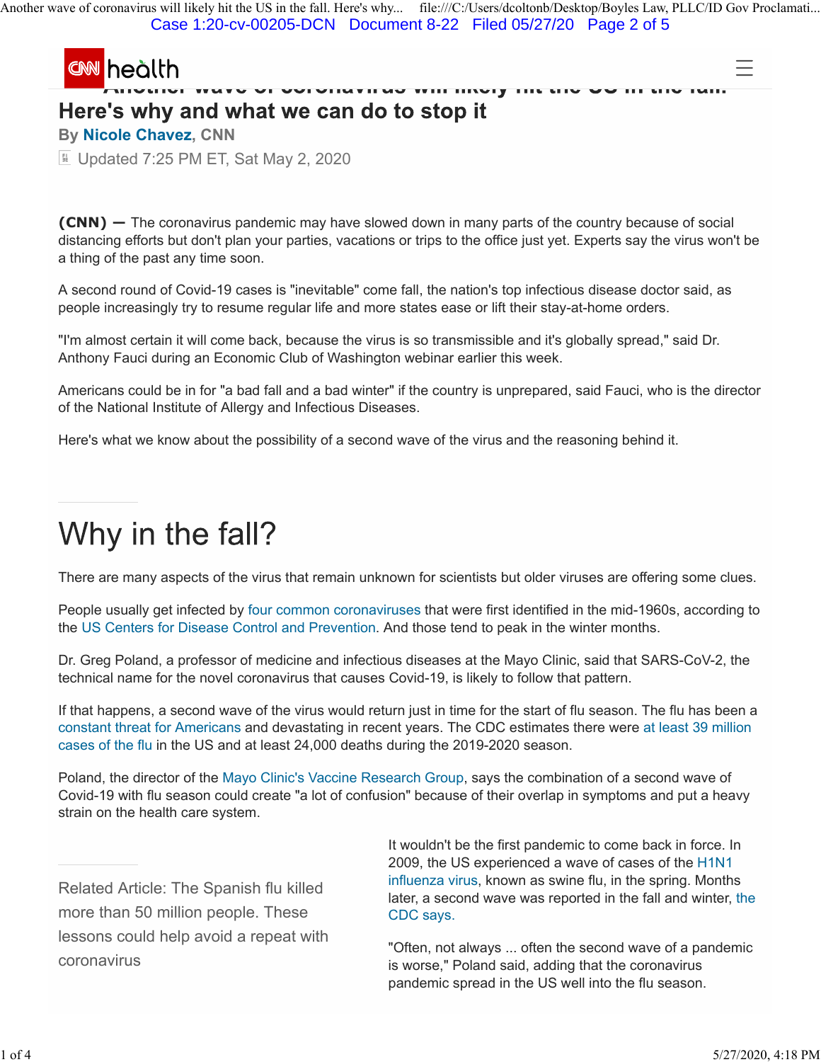# Another wave of coronavirus will likely hit the US in the fall. Here's why and what we can do to stop it

**By Nicole Chavez, CNN**

Updated 7:25 PM ET, Sat May 2, 2020

**(CNN) —** The coronavirus pandemic may have slowed down in many parts of the country because of social distancing efforts but don't plan your parties, vacations or trips to the office just yet. Experts say the virus won't be a thing of the past any time soon.

A second round of Covid-19 cases is "inevitable" come fall, the nation's top infectious disease doctor said, as people increasingly try to resume regular life and more states ease or lift their stay-at-home orders.

"I'm almost certain it will come back, because the virus is so transmissible and it's globally spread," said Dr. Anthony Fauci during an Economic Club of Washington webinar earlier this week.

Americans could be in for "a bad fall and a bad winter" if the country is unprepared, said Fauci, who is the director of the National Institute of Allergy and Infectious Diseases.

Here's what we know about the possibility of a second wave of the virus and the reasoning behind it.

## Why in the fall?

There are many aspects of the virus that remain unknown for scientists but older viruses are offering some clues.

People usually get infected by four common coronaviruses that were first identified in the mid-1960s, according to the US Centers for Disease Control and Prevention. And those tend to peak in the winter months.

Dr. Greg Poland, a professor of medicine and infectious diseases at the Mayo Clinic, said that SARS-CoV-2, the technical name for the novel coronavirus that causes Covid-19, is likely to follow that pattern.

If that happens, a second wave of the virus would return just in time for the start of flu season. The flu has been a constant threat for Americans and devastating in recent years. The CDC estimates there were at least 39 million cases of the flu in the US and at least 24,000 deaths during the 2019-2020 season.

Poland, the director of the Mayo Clinic's Vaccine Research Group, says the combination of a second wave of Covid-19 with flu season could create "a lot of confusion" because of their overlap in symptoms and put a heavy strain on the health care system.

Related Article: The Spanish flu killed more than 50 million people. These lessons could help avoid a repeat with coronavirus

It wouldn't be the first pandemic to come back in force. In 2009, the US experienced a wave of cases of the H1N1 influenza virus, known as swine flu, in the spring. Months later, a second wave was reported in the fall and winter, the CDC says.

"Often, not always ... often the second wave of a pandemic is worse," Poland said, adding that the coronavirus pandemic spread in the US well into the flu season.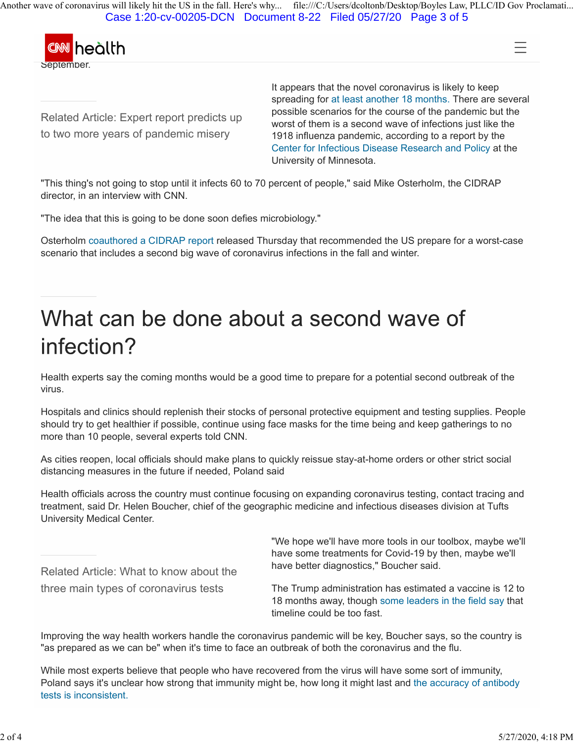September.

Related Article: Expert report predicts up to two more years of pandemic misery

It appears that the novel coronavirus is likely to keep spreading for at least another 18 months. There are several possible scenarios for the course of the pandemic but the worst of them is a second wave of infections just like the 1918 influenza pandemic, according to a report by the Center for Infectious Disease Research and Policy at the University of Minnesota.

"This thing's not going to stop until it infects 60 to 70 percent of people," said Mike Osterholm, the CIDRAP director, in an interview with CNN.

"The idea that this is going to be done soon defies microbiology."

Osterholm coauthored a CIDRAP report released Thursday that recommended the US prepare for a worst-case scenario that includes a second big wave of coronavirus infections in the fall and winter.

# What can be done about a second wave of infection?

Health experts say the coming months would be a good time to prepare for a potential second outbreak of the virus.

Hospitals and clinics should replenish their stocks of personal protective equipment and testing supplies. People should try to get healthier if possible, continue using face masks for the time being and keep gatherings to no more than 10 people, several experts told CNN.

As cities reopen, local officials should make plans to quickly reissue stay-at-home orders or other strict social distancing measures in the future if needed, Poland said

Health officials across the country must continue focusing on expanding coronavirus testing, contact tracing and treatment, said Dr. Helen Boucher, chief of the geographic medicine and infectious diseases division at Tufts University Medical Center.

Related Article: What to know about the three main types of coronavirus tests

"We hope we'll have more tools in our toolbox, maybe we'll have some treatments for Covid-19 by then, maybe we'll have better diagnostics," Boucher said.

The Trump administration has estimated a vaccine is 12 to 18 months away, though some leaders in the field say that timeline could be too fast.

Improving the way health workers handle the coronavirus pandemic will be key, Boucher says, so the country is "as prepared as we can be" when it's time to face an outbreak of both the coronavirus and the flu.

While most experts believe that people who have recovered from the virus will have some sort of immunity, Poland says it's unclear how strong that immunity might be, how long it might last and the accuracy of antibody tests is inconsistent.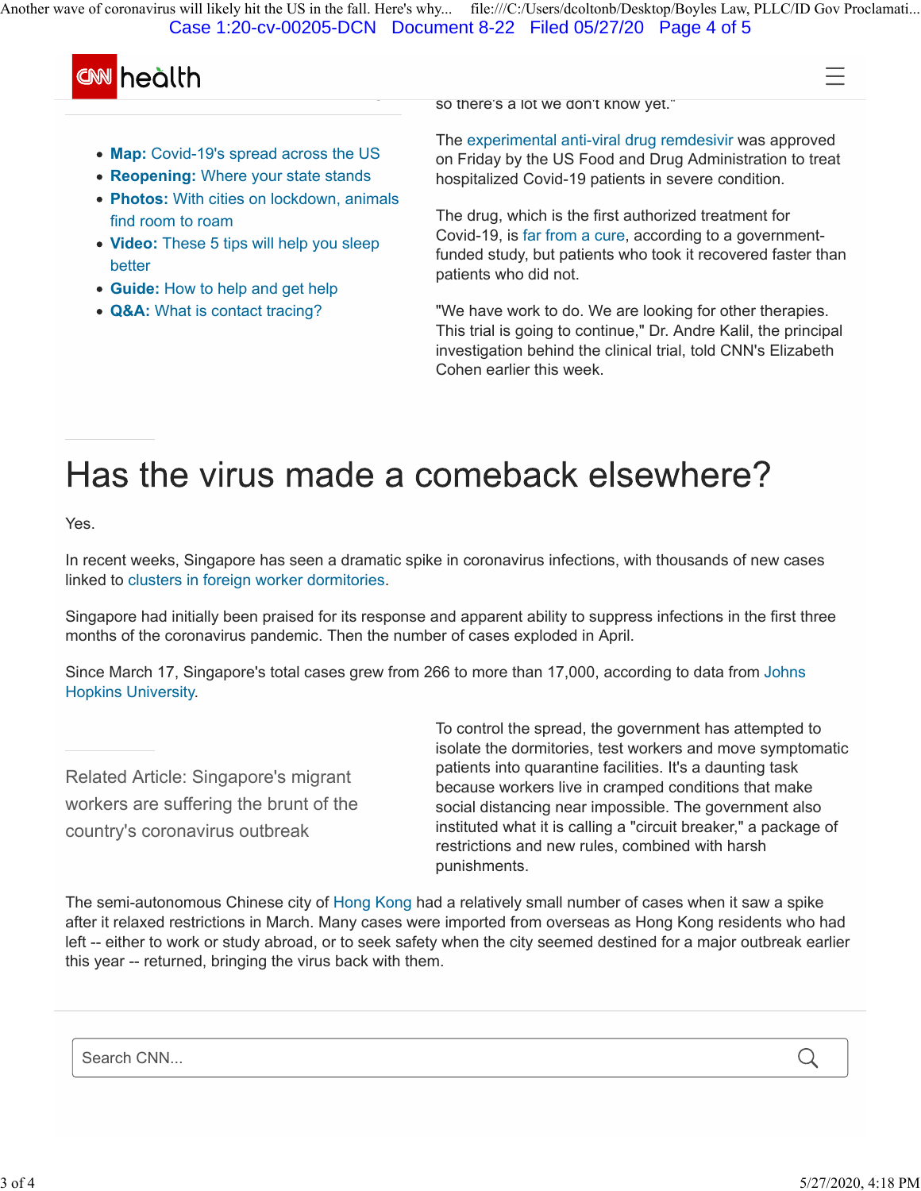so there's a lot we don't know yet."

- **Map:** Covid-19's spread across the US
- **Reopening:** Where your state stands
- **Photos:** With cities on lockdown, animals find room to roam
- **Video:** These 5 tips will help you sleep better
- **Guide:** How to help and get help
- **Q&A:** What is contact tracing?

The experimental anti-viral drug remdesivir was approved on Friday by the US Food and Drug Administration to treat hospitalized Covid-19 patients in severe condition.

The drug, which is the first authorized treatment for Covid-19, is far from a cure, according to a government-funded study, but patients who took it recovered faster than patients who did not.

"We have work to do. We are looking for other therapies. This trial is going to continue," Dr. Andre Kalil, the principal investigation behind the clinical trial, told CNN's Elizabeth Cohen earlier this week.

# Has the virus made a comeback elsewhere?

Yes.

In recent weeks, Singapore has seen a dramatic spike in coronavirus infections, with thousands of new cases linked to clusters in foreign worker dormitories.

Singapore had initially been praised for its response and apparent ability to suppress infections in the first three months of the coronavirus pandemic. Then the number of cases exploded in April.

Since March 17, Singapore's total cases grew from 266 to more than 17,000, according to data from Johns Hopkins University.

Related Article: Singapore's migrant workers are suffering the brunt of the country's coronavirus outbreak

To control the spread, the government has attempted to isolate the dormitories, test workers and move symptomatic patients into quarantine facilities. It's a daunting task because workers live in cramped conditions that make social distancing near impossible. The government also instituted what it is calling a "circuit breaker," a package of restrictions and new rules, combined with harsh punishments.

The semi-autonomous Chinese city of Hong Kong had a relatively small number of cases when it saw a spike after it relaxed restrictions in March. Many cases were imported from overseas as Hong Kong residents who had left -- either to work or study abroad, or to seek safety when the city seemed destined for a major outbreak earlier this year -- returned, bringing the virus back with them.

Search CNN...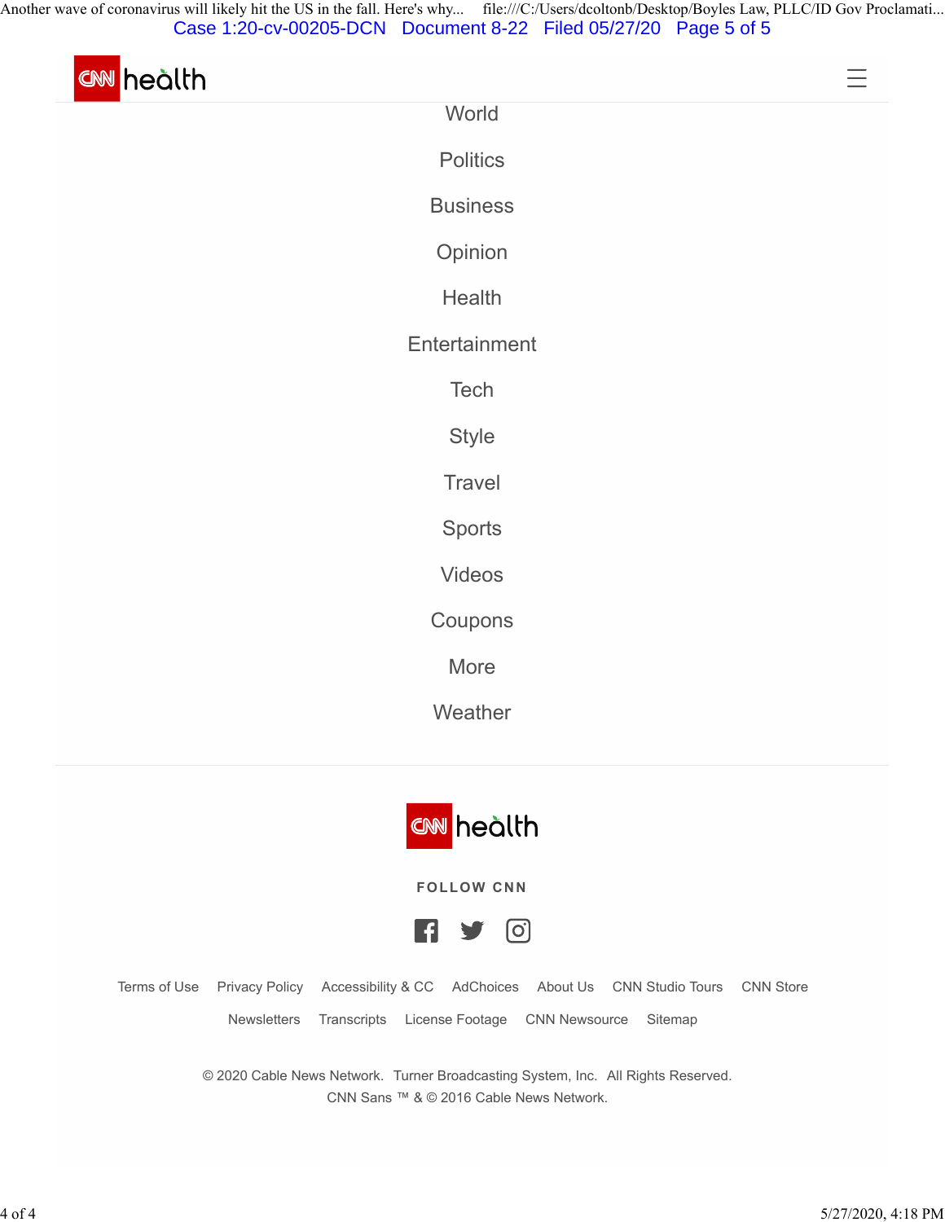CNN health

World

Politics

Business

Opinion

Health

Entertainment

Tech

Style

Travel

Sports

Videos

Coupons

More

Weather

---

CNN health

**FOLLOW CNN**

Terms of Use Privacy Policy Accessibility & CC AdChoices About Us CNN Studio Tours CNN Store

Newsletters Transcripts License Footage CNN Newsource Sitemap

© 2020 Cable News Network. Turner Broadcasting System, Inc. All Rights Reserved.
CNN Sans ™ & © 2016 Cable News Network.